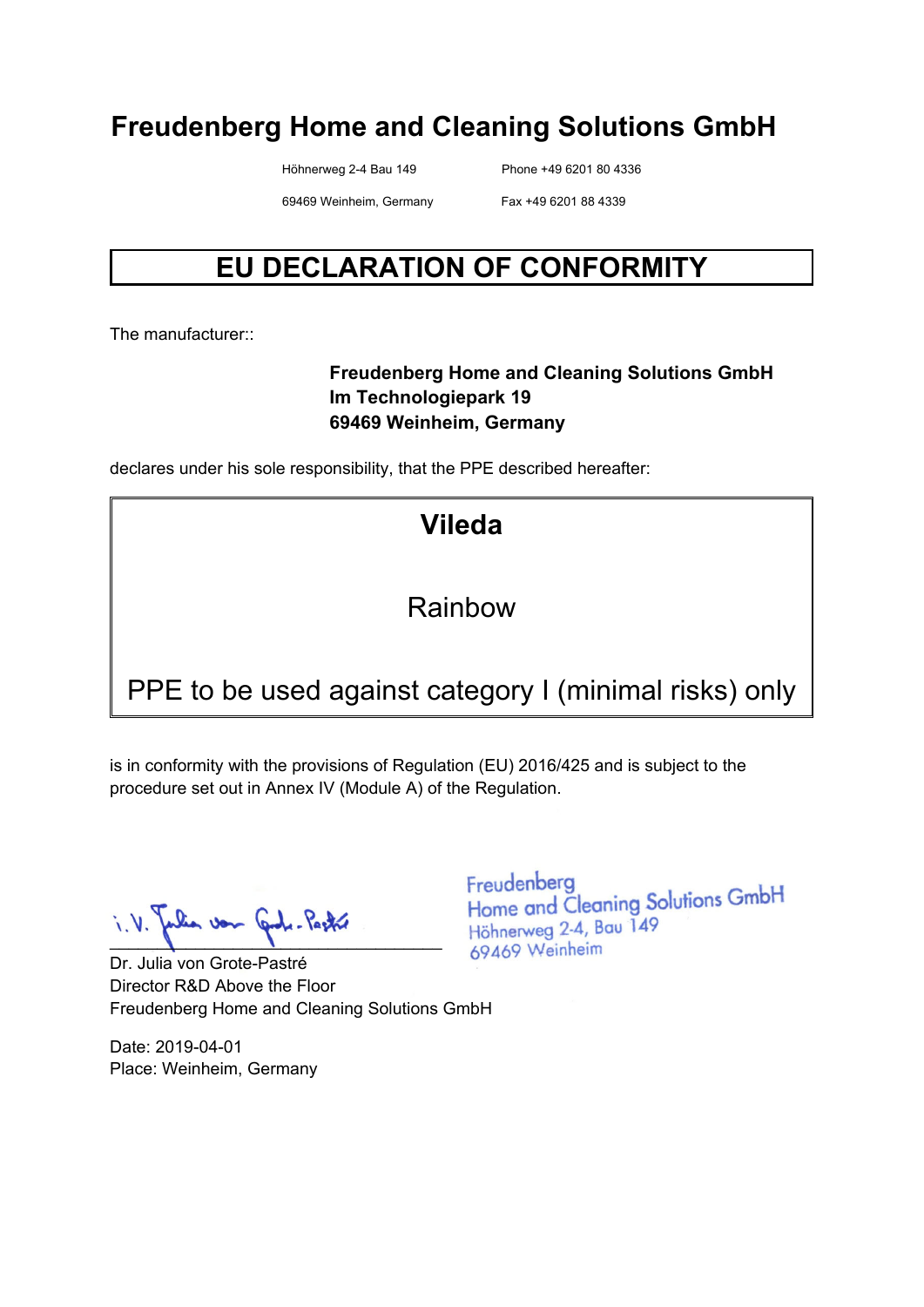# Freudenberg Home and Cleaning Solutions GmbH

Höhnerweg 2-4 Bau 149
69469 Weinheim, Germany

Phone +49 6201 80 4336
Fax +49 6201 88 4339

## EU DECLARATION OF CONFORMITY

The manufacturer::

**Freudenberg Home and Cleaning Solutions GmbH**
**Im Technologiepark 19**
**69469 Weinheim, Germany**

declares under his sole responsibility, that the PPE described hereafter:

**Vileda**

Rainbow

PPE to be used against category I (minimal risks) only

is in conformity with the provisions of Regulation (EU) 2016/425 and is subject to the procedure set out in Annex IV (Module A) of the Regulation.

i.V. Julia von Grote-Pastré

Freudenberg
Home and Cleaning Solutions GmbH
Höhnerweg 2-4, Bau 149
69469 Weinheim

Dr. Julia von Grote-Pastré
Director R&D Above the Floor
Freudenberg Home and Cleaning Solutions GmbH

Date: 2019-04-01
Place: Weinheim, Germany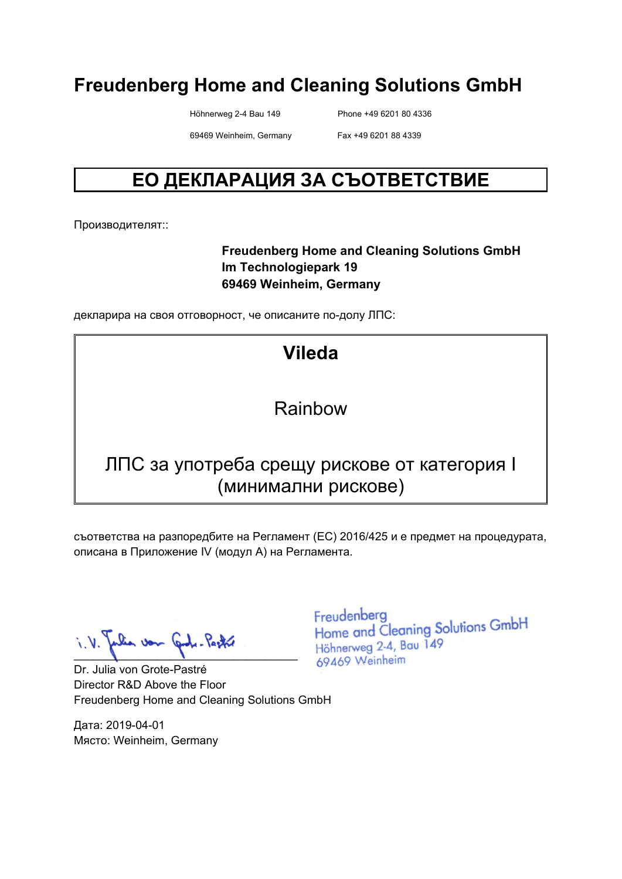# Freudenberg Home and Cleaning Solutions GmbH

Höhnerweg 2-4 Bau 149
69469 Weinheim, Germany

Phone +49 6201 80 4336
Fax +49 6201 88 4339

## ЕО ДЕКЛАРАЦИЯ ЗА СЪОТВЕТСТВИЕ

Производителят::

**Freudenberg Home and Cleaning Solutions GmbH**
**Im Technologiepark 19**
**69469 Weinheim, Germany**

декларира на своя отговорност, че описаните по-долу ЛПС:

**Vileda**

Rainbow

ЛПС за употреба срещу рискове от категория I (минимални рискове)

съответства на разпоредбите на Регламент (ЕС) 2016/425 и е предмет на процедурата, описана в Приложение IV (модул A) на Регламента.

i.V. Julia von Grote-Pastré

Freudenberg
Home and Cleaning Solutions GmbH
Höhnerweg 2-4, Bau 149
69469 Weinheim

Dr. Julia von Grote-Pastré
Director R&D Above the Floor
Freudenberg Home and Cleaning Solutions GmbH

Дата: 2019-04-01
Място: Weinheim, Germany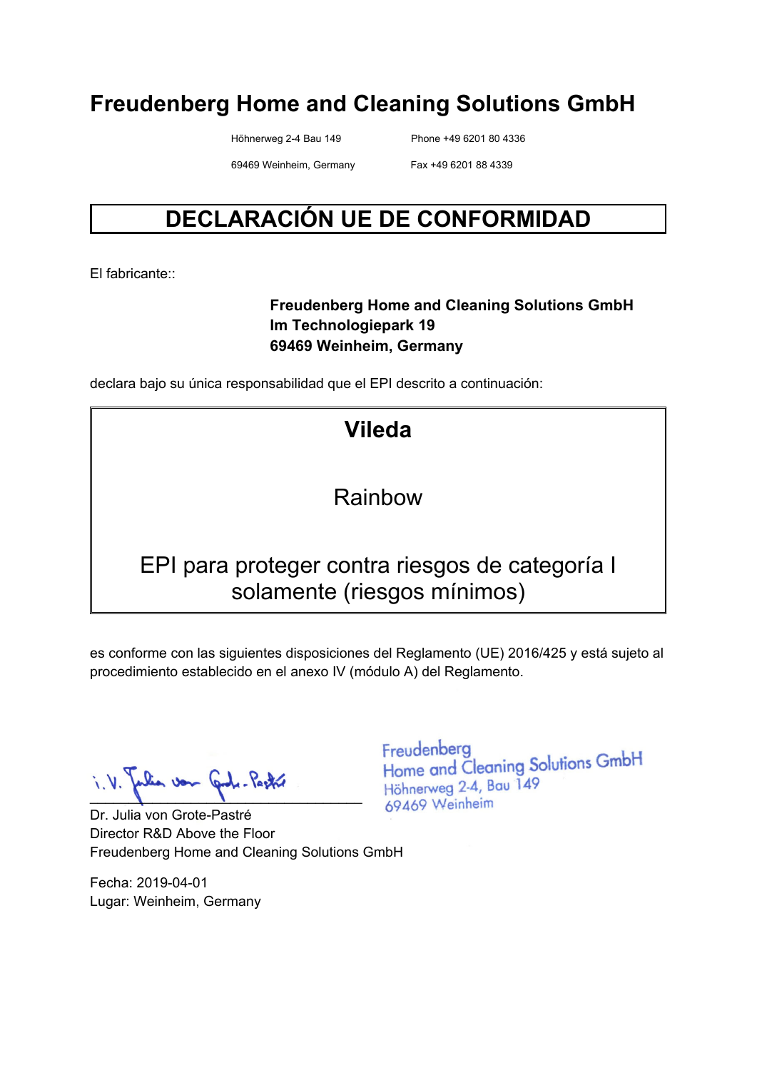# Freudenberg Home and Cleaning Solutions GmbH

Höhnerweg 2-4 Bau 149
69469 Weinheim, Germany

Phone +49 6201 80 4336
Fax +49 6201 88 4339

## DECLARACIÓN UE DE CONFORMIDAD

El fabricante::

**Freudenberg Home and Cleaning Solutions GmbH**
**Im Technologiepark 19**
**69469 Weinheim, Germany**

declara bajo su única responsabilidad que el EPI descrito a continuación:

**Vileda**

Rainbow

EPI para proteger contra riesgos de categoría I solamente (riesgos mínimos)

es conforme con las siguientes disposiciones del Reglamento (UE) 2016/425 y está sujeto al procedimiento establecido en el anexo IV (módulo A) del Reglamento.

i.V. Julia von Grote-Pastré

Freudenberg
Home and Cleaning Solutions GmbH
Höhnerweg 2-4, Bau 149
69469 Weinheim

Dr. Julia von Grote-Pastré
Director R&D Above the Floor
Freudenberg Home and Cleaning Solutions GmbH

Fecha: 2019-04-01
Lugar: Weinheim, Germany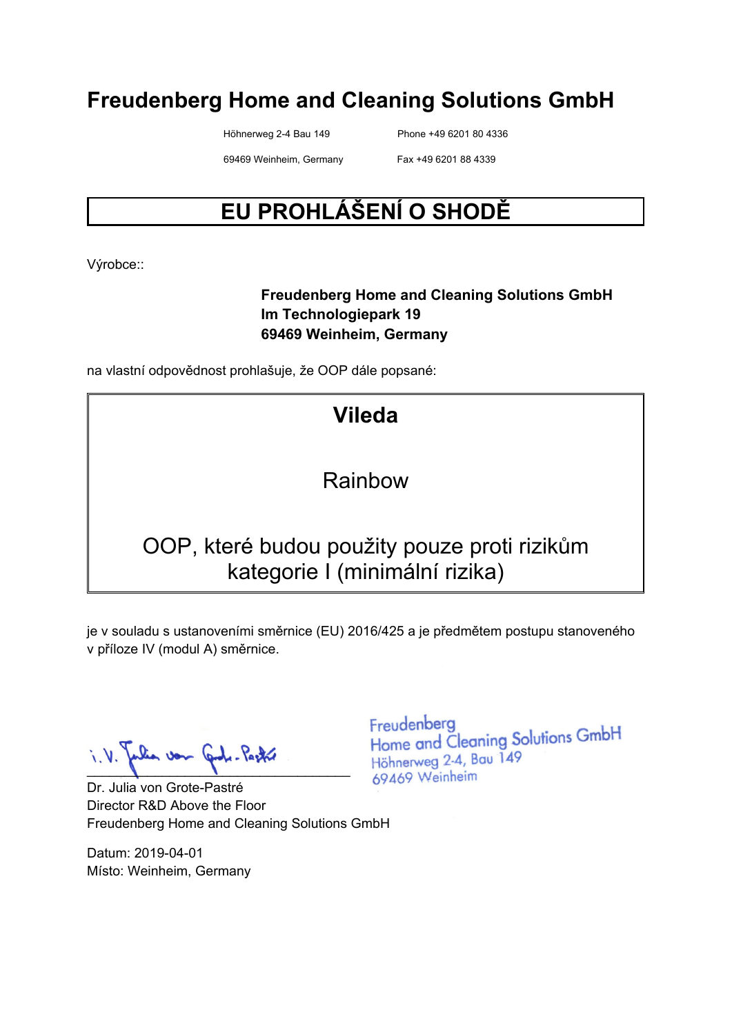# Freudenberg Home and Cleaning Solutions GmbH

Höhnerweg 2-4 Bau 149
69469 Weinheim, Germany

Phone +49 6201 80 4336
Fax +49 6201 88 4339

## EU PROHLÁŠENÍ O SHODĚ

Výrobce::

**Freudenberg Home and Cleaning Solutions GmbH**
**Im Technologiepark 19**
**69469 Weinheim, Germany**

na vlastní odpovědnost prohlašuje, že OOP dále popsané:

**Vileda**

Rainbow

OOP, které budou použity pouze proti rizikům kategorie I (minimální rizika)

je v souladu s ustanoveními směrnice (EU) 2016/425 a je předmětem postupu stanoveného v příloze IV (modul A) směrnice.

i. V. Julia von Grote-Pastré

Freudenberg
Home and Cleaning Solutions GmbH
Höhnerweg 2-4, Bau 149
69469 Weinheim

Dr. Julia von Grote-Pastré
Director R&D Above the Floor
Freudenberg Home and Cleaning Solutions GmbH

Datum: 2019-04-01
Místo: Weinheim, Germany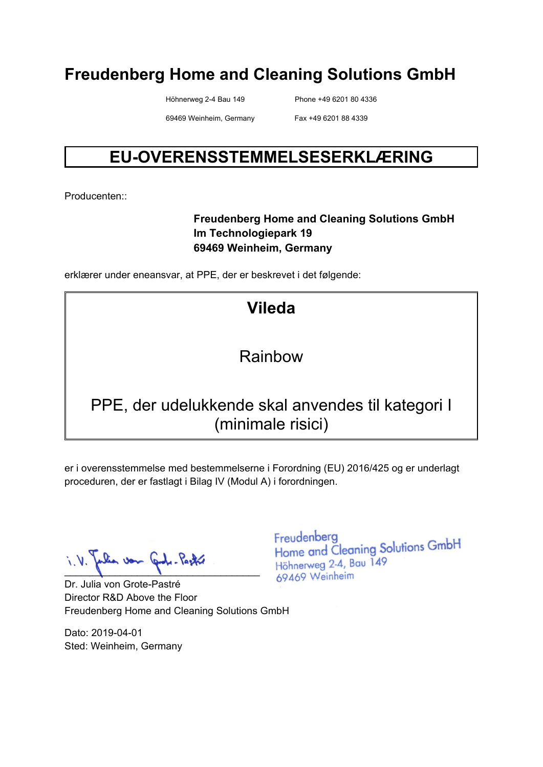# Freudenberg Home and Cleaning Solutions GmbH

Höhnerweg 2-4 Bau 149
69469 Weinheim, Germany

Phone +49 6201 80 4336
Fax +49 6201 88 4339

## EU-OVERENSSTEMMELSESERKLÆRING

Producenten::

**Freudenberg Home and Cleaning Solutions GmbH**
**Im Technologiepark 19**
**69469 Weinheim, Germany**

erklærer under eneansvar, at PPE, der er beskrevet i det følgende:

**Vileda**

Rainbow

PPE, der udelukkende skal anvendes til kategori I (minimale risici)

er i overensstemmelse med bestemmelserne i Forordning (EU) 2016/425 og er underlagt proceduren, der er fastlagt i Bilag IV (Modul A) i forordningen.

i.V. Julia von Grote-Pastré

Freudenberg
Home and Cleaning Solutions GmbH
Höhnerweg 2-4, Bau 149
69469 Weinheim

Dr. Julia von Grote-Pastré
Director R&D Above the Floor
Freudenberg Home and Cleaning Solutions GmbH

Dato: 2019-04-01
Sted: Weinheim, Germany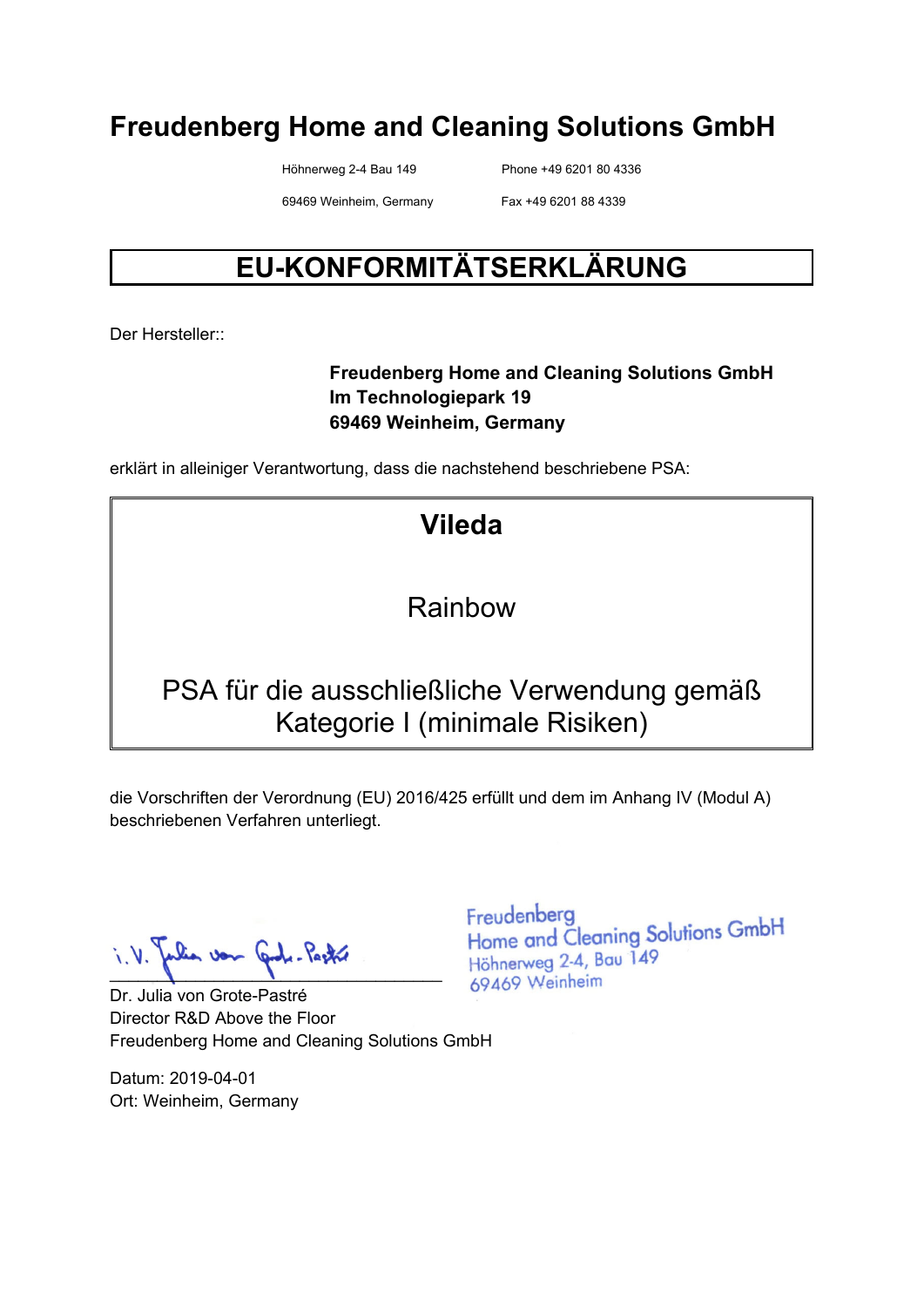# Freudenberg Home and Cleaning Solutions GmbH

Höhnerweg 2-4 Bau 149
69469 Weinheim, Germany

Phone +49 6201 80 4336
Fax +49 6201 88 4339

## EU-KONFORMITÄTSERKLÄRUNG

Der Hersteller::

**Freudenberg Home and Cleaning Solutions GmbH**
**Im Technologiepark 19**
**69469 Weinheim, Germany**

erklärt in alleiniger Verantwortung, dass die nachstehend beschriebene PSA:

**Vileda**

Rainbow

PSA für die ausschließliche Verwendung gemäß Kategorie I (minimale Risiken)

die Vorschriften der Verordnung (EU) 2016/425 erfüllt und dem im Anhang IV (Modul A) beschriebenen Verfahren unterliegt.

i. V. Julia von Grote-Pastré

Dr. Julia von Grote-Pastré
Director R&D Above the Floor
Freudenberg Home and Cleaning Solutions GmbH

Freudenberg
Home and Cleaning Solutions GmbH
Höhnerweg 2-4, Bau 149
69469 Weinheim

Datum: 2019-04-01
Ort: Weinheim, Germany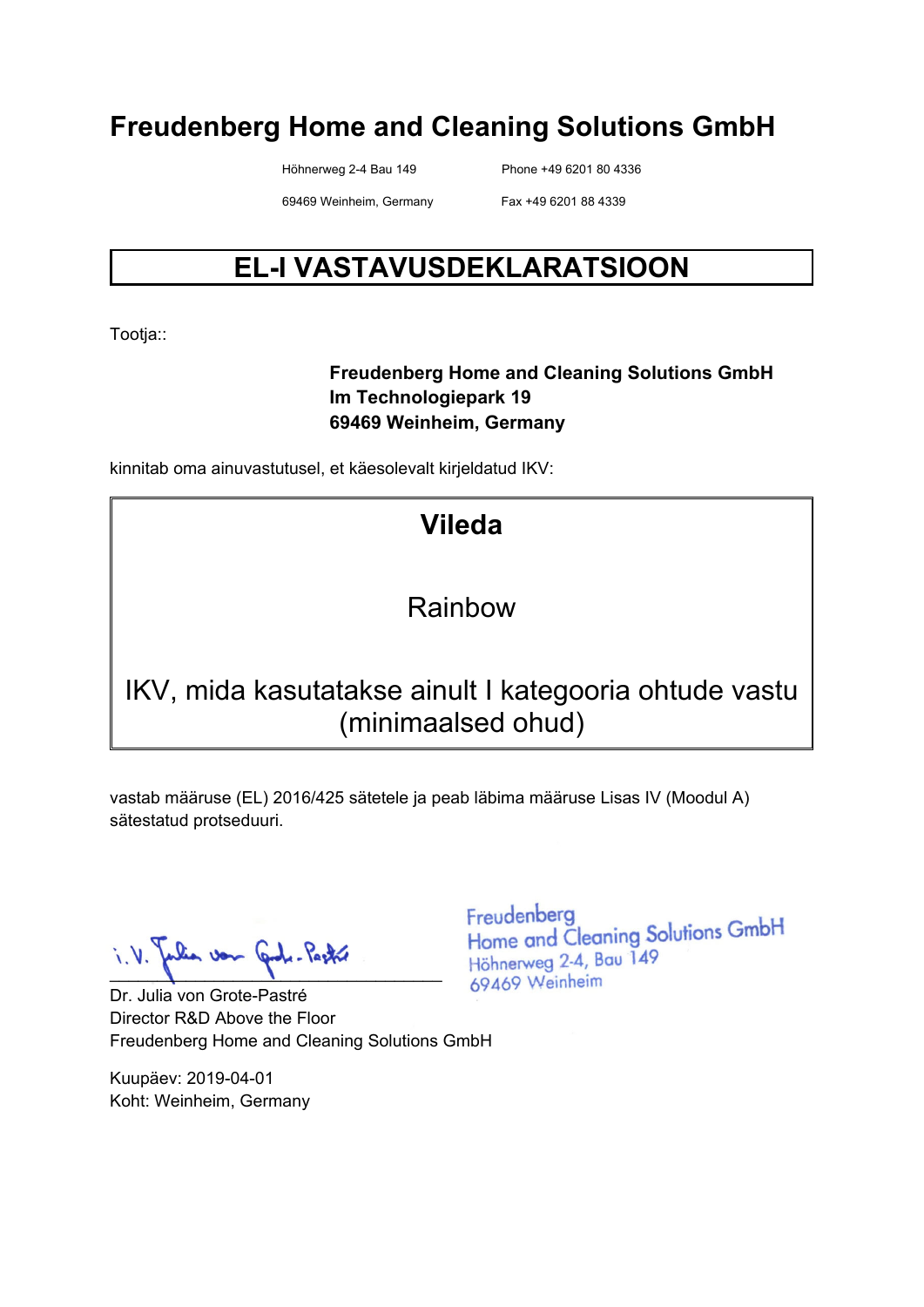# Freudenberg Home and Cleaning Solutions GmbH

Höhnerweg 2-4 Bau 149
69469 Weinheim, Germany

Phone +49 6201 80 4336
Fax +49 6201 88 4339

## EL-I VASTAVUSDEKLARATSIOON

Tootja::

**Freudenberg Home and Cleaning Solutions GmbH**
**Im Technologiepark 19**
**69469 Weinheim, Germany**

kinnitab oma ainuvastutusel, et käesolevalt kirjeldatud IKV:

**Vileda**

Rainbow

IKV, mida kasutatakse ainult I kategooria ohtude vastu (minimaalsed ohud)

vastab määruse (EL) 2016/425 sätetele ja peab läbima määruse Lisas IV (Moodul A) sätestatud protseduuri.

i. V. Julia von Grote-Pastré

Freudenberg
Home and Cleaning Solutions GmbH
Höhnerweg 2-4, Bau 149
69469 Weinheim

Dr. Julia von Grote-Pastré
Director R&D Above the Floor
Freudenberg Home and Cleaning Solutions GmbH

Kuupäev: 2019-04-01
Koht: Weinheim, Germany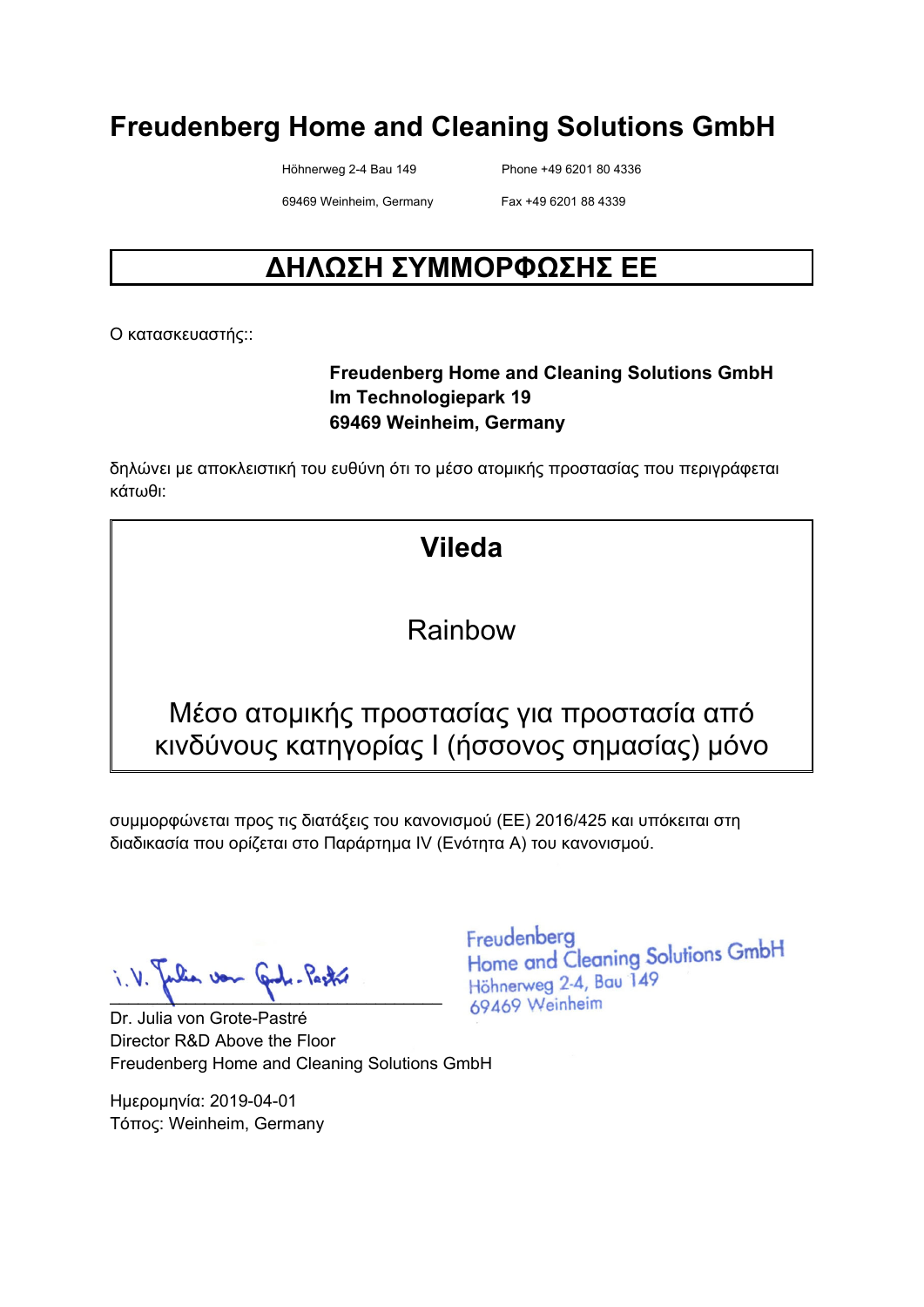# Freudenberg Home and Cleaning Solutions GmbH

Höhnerweg 2-4 Bau 149
69469 Weinheim, Germany

Phone +49 6201 80 4336
Fax +49 6201 88 4339

## ΔΗΛΩΣΗ ΣΥΜΜΟΡΦΩΣΗΣ ΕΕ

Ο κατασκευαστής::

**Freudenberg Home and Cleaning Solutions GmbH**
**Im Technologiepark 19**
**69469 Weinheim, Germany**

δηλώνει με αποκλειστική του ευθύνη ότι το μέσο ατομικής προστασίας που περιγράφεται κάτωθι:

**Vileda**

Rainbow

Μέσο ατομικής προστασίας για προστασία από κινδύνους κατηγορίας I (ήσσονος σημασίας) μόνο

συμμορφώνεται προς τις διατάξεις του κανονισμού (ΕΕ) 2016/425 και υπόκειται στη διαδικασία που ορίζεται στο Παράρτημα IV (Ενότητα A) του κανονισμού.

i.V. Julia von Grote-Pastré

Freudenberg
Home and Cleaning Solutions GmbH
Höhnerweg 2-4, Bau 149
69469 Weinheim

Dr. Julia von Grote-Pastré
Director R&D Above the Floor
Freudenberg Home and Cleaning Solutions GmbH

Ημερομηνία: 2019-04-01
Τόπος: Weinheim, Germany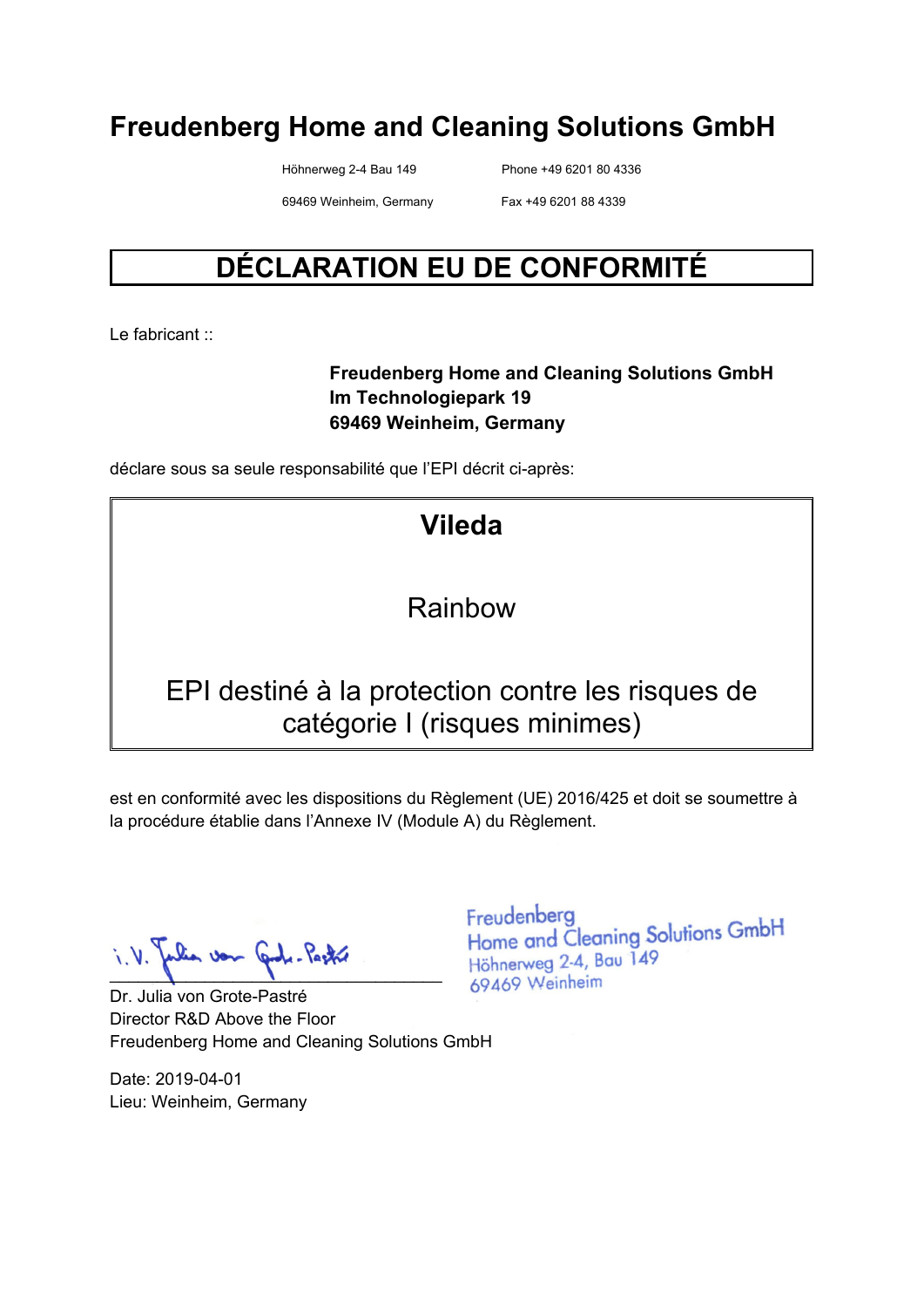# Freudenberg Home and Cleaning Solutions GmbH

Höhnerweg 2-4 Bau 149
69469 Weinheim, Germany

Phone +49 6201 80 4336
Fax +49 6201 88 4339

## DÉCLARATION EU DE CONFORMITÉ

Le fabricant ::

**Freudenberg Home and Cleaning Solutions GmbH**
**Im Technologiepark 19**
**69469 Weinheim, Germany**

déclare sous sa seule responsabilité que l'EPI décrit ci-après:

**Vileda**

Rainbow

EPI destiné à la protection contre les risques de catégorie I (risques minimes)

est en conformité avec les dispositions du Règlement (UE) 2016/425 et doit se soumettre à la procédure établie dans l'Annexe IV (Module A) du Règlement.

i.V. Julia von Grote-Pastré

Dr. Julia von Grote-Pastré
Director R&D Above the Floor
Freudenberg Home and Cleaning Solutions GmbH

Freudenberg
Home and Cleaning Solutions GmbH
Höhnerweg 2-4, Bau 149
69469 Weinheim

Date: 2019-04-01
Lieu: Weinheim, Germany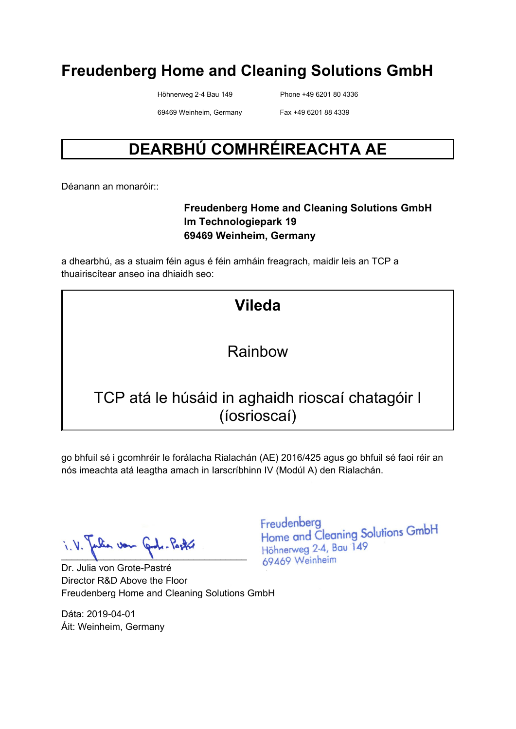# Freudenberg Home and Cleaning Solutions GmbH

Höhnerweg 2-4 Bau 149
69469 Weinheim, Germany

Phone +49 6201 80 4336
Fax +49 6201 88 4339

## DEARBHÚ COMHRÉIREACHTA AE

Déanann an monaróir::

**Freudenberg Home and Cleaning Solutions GmbH**
**Im Technologiepark 19**
**69469 Weinheim, Germany**

a dhearbhú, as a stuaim féin agus é féin amháin freagrach, maidir leis an TCP a thuairiscítear anseo ina dhiaidh seo:

**Vileda**

Rainbow

TCP atá le húsáid in aghaidh rioscaí chatagóir I (íosrioscaí)

go bhfuil sé i gcomhréir le forálacha Rialachán (AE) 2016/425 agus go bhfuil sé faoi réir an nós imeachta atá leagtha amach in Iarscríbhinn IV (Modúl A) den Rialachán.

i.V. Julia von Grote-Pastré

Freudenberg
Home and Cleaning Solutions GmbH
Höhnerweg 2-4, Bau 149
69469 Weinheim

Dr. Julia von Grote-Pastré
Director R&D Above the Floor
Freudenberg Home and Cleaning Solutions GmbH

Dáta: 2019-04-01
Áit: Weinheim, Germany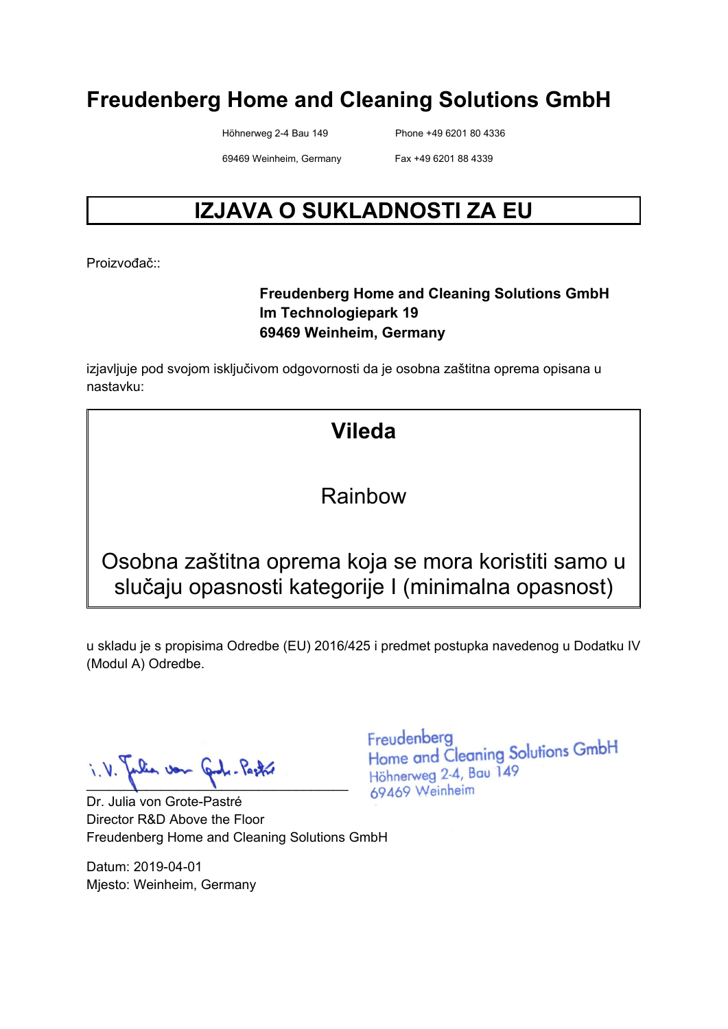# Freudenberg Home and Cleaning Solutions GmbH

Höhnerweg 2-4 Bau 149
69469 Weinheim, Germany

Phone +49 6201 80 4336
Fax +49 6201 88 4339

## IZJAVA O SUKLADNOSTI ZA EU

Proizvođač::

**Freudenberg Home and Cleaning Solutions GmbH**
**Im Technologiepark 19**
**69469 Weinheim, Germany**

izjavljuje pod svojom isključivom odgovornosti da je osobna zaštitna oprema opisana u nastavku:

**Vileda**

Rainbow

Osobna zaštitna oprema koja se mora koristiti samo u slučaju opasnosti kategorije I (minimalna opasnost)

u skladu je s propisima Odredbe (EU) 2016/425 i predmet postupka navedenog u Dodatku IV (Modul A) Odredbe.

i.V. Julia von Grote-Pastré

Freudenberg
Home and Cleaning Solutions GmbH
Höhnerweg 2-4, Bau 149
69469 Weinheim

Dr. Julia von Grote-Pastré
Director R&D Above the Floor
Freudenberg Home and Cleaning Solutions GmbH

Datum: 2019-04-01
Mjesto: Weinheim, Germany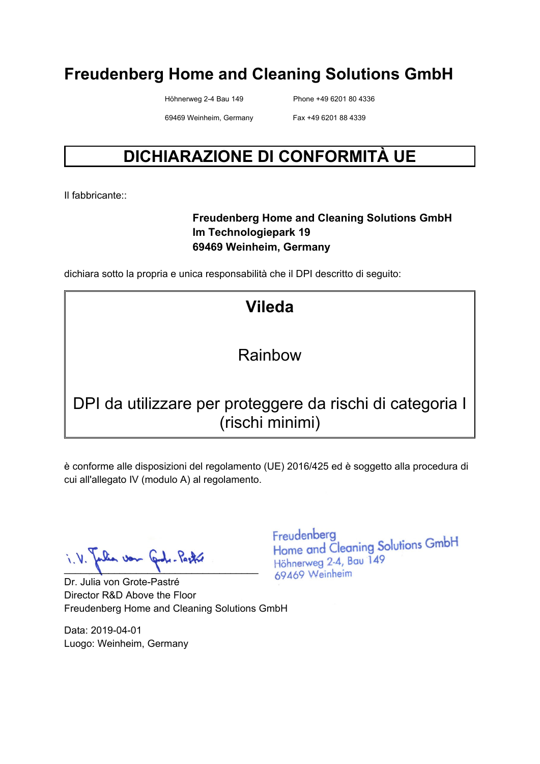# Freudenberg Home and Cleaning Solutions GmbH

Höhnerweg 2-4 Bau 149
69469 Weinheim, Germany

Phone +49 6201 80 4336
Fax +49 6201 88 4339

## DICHIARAZIONE DI CONFORMITÀ UE

Il fabbricante::

**Freudenberg Home and Cleaning Solutions GmbH**
**Im Technologiepark 19**
**69469 Weinheim, Germany**

dichiara sotto la propria e unica responsabilità che il DPI descritto di seguito:

**Vileda**

Rainbow

DPI da utilizzare per proteggere da rischi di categoria I (rischi minimi)

è conforme alle disposizioni del regolamento (UE) 2016/425 ed è soggetto alla procedura di cui all'allegato IV (modulo A) al regolamento.

i.V. Julia von Grote-Pastré

Freudenberg
Home and Cleaning Solutions GmbH
Höhnerweg 2-4, Bau 149
69469 Weinheim

Dr. Julia von Grote-Pastré
Director R&D Above the Floor
Freudenberg Home and Cleaning Solutions GmbH

Data: 2019-04-01
Luogo: Weinheim, Germany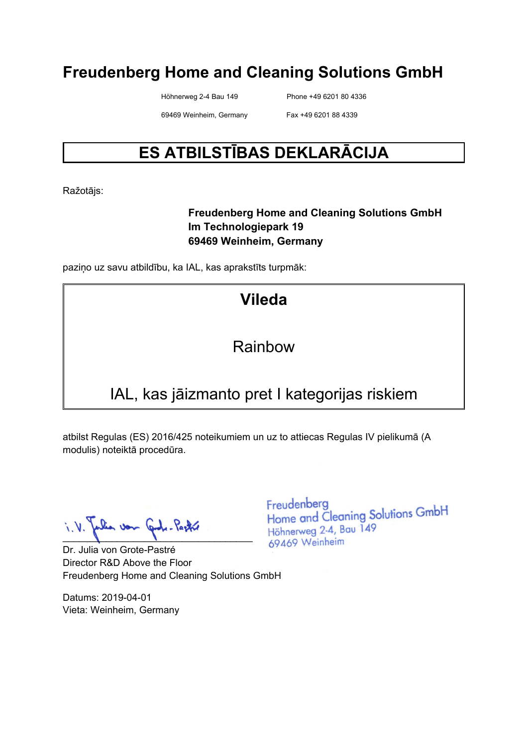# Freudenberg Home and Cleaning Solutions GmbH

Höhnerweg 2-4 Bau 149
69469 Weinheim, Germany

Phone +49 6201 80 4336
Fax +49 6201 88 4339

## ES ATBILSTĪBAS DEKLARĀCIJA

Ražotājs:

**Freudenberg Home and Cleaning Solutions GmbH**
**Im Technologiepark 19**
**69469 Weinheim, Germany**

paziņo uz savu atbildību, ka IAL, kas aprakstīts turpmāk:

**Vileda**

Rainbow

IAL, kas jāizmanto pret I kategorijas riskiem

atbilst Regulas (ES) 2016/425 noteikumiem un uz to attiecas Regulas IV pielikumā (A modulis) noteiktā procedūra.

i.V. Julia von Grote-Pastré

Freudenberg
Home and Cleaning Solutions GmbH
Höhnerweg 2-4, Bau 149
69469 Weinheim

Dr. Julia von Grote-Pastré
Director R&D Above the Floor
Freudenberg Home and Cleaning Solutions GmbH

Datums: 2019-04-01
Vieta: Weinheim, Germany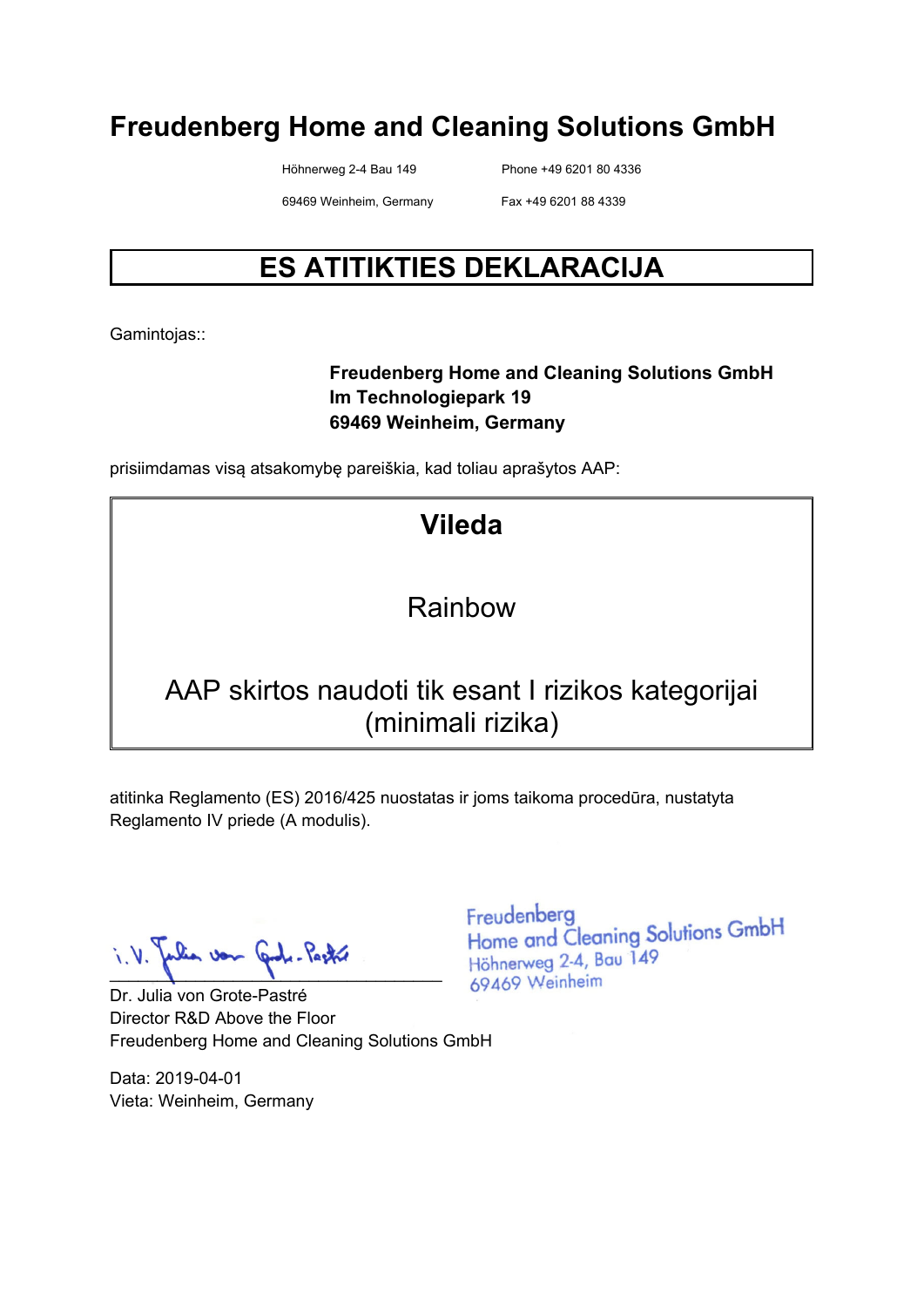# Freudenberg Home and Cleaning Solutions GmbH

Höhnerweg 2-4 Bau 149 Phone +49 6201 80 4336

69469 Weinheim, Germany Fax +49 6201 88 4339

## ES ATITIKTIES DEKLARACIJA

Gamintojas::

**Freudenberg Home and Cleaning Solutions GmbH**
**Im Technologiepark 19**
**69469 Weinheim, Germany**

prisiimdamas visą atsakomybę pareiškia, kad toliau aprašytos AAP:

**Vileda**

Rainbow

AAP skirtos naudoti tik esant I rizikos kategorijai (minimali rizika)

atitinka Reglamento (ES) 2016/425 nuostatas ir joms taikoma procedūra, nustatyta Reglamento IV priede (A modulis).

i. V. Julia von Grote-Pastré

Freudenberg
Home and Cleaning Solutions GmbH
Höhnerweg 2-4, Bau 149
69469 Weinheim

Dr. Julia von Grote-Pastré
Director R&D Above the Floor
Freudenberg Home and Cleaning Solutions GmbH

Data: 2019-04-01
Vieta: Weinheim, Germany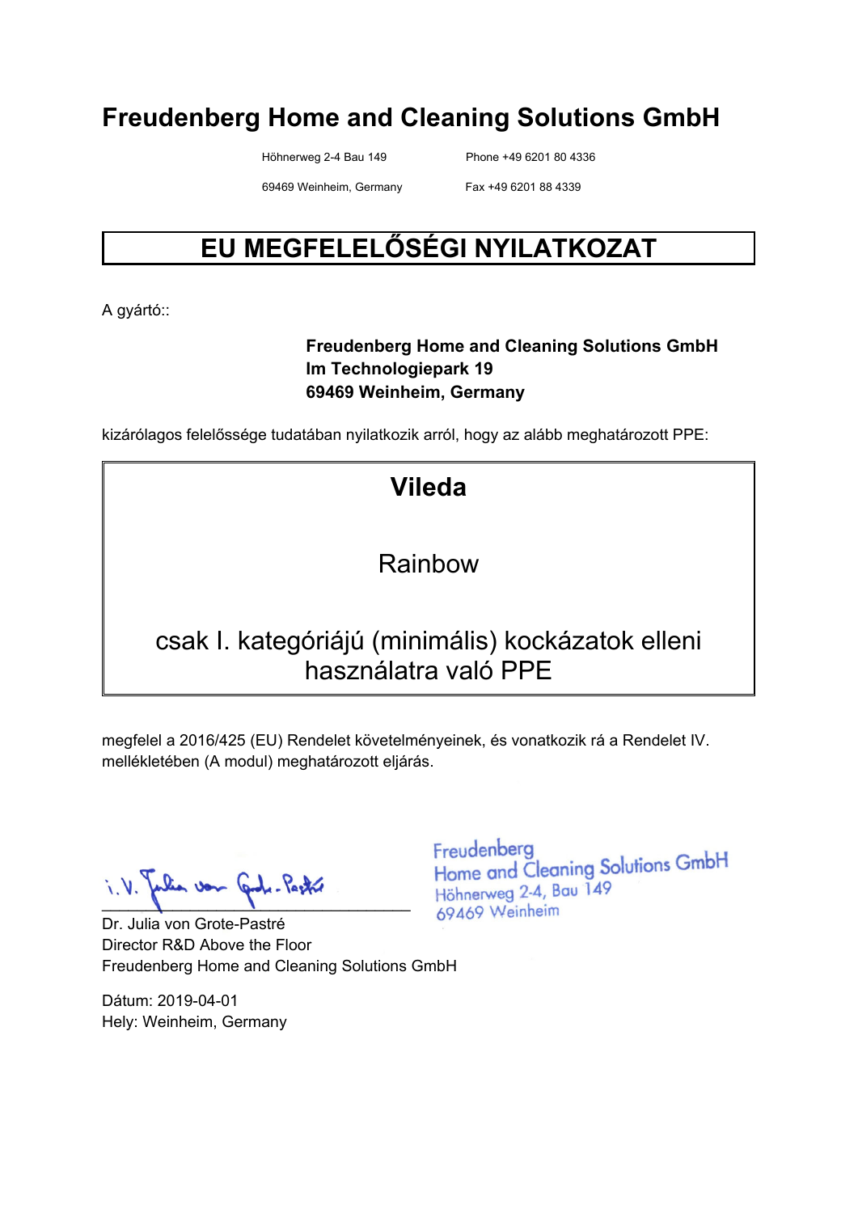# Freudenberg Home and Cleaning Solutions GmbH

Höhnerweg 2-4 Bau 149
69469 Weinheim, Germany

Phone +49 6201 80 4336
Fax +49 6201 88 4339

## EU MEGFELELŐSÉGI NYILATKOZAT

A gyártó::

**Freudenberg Home and Cleaning Solutions GmbH**
**Im Technologiepark 19**
**69469 Weinheim, Germany**

kizárólagos felelőssége tudatában nyilatkozik arról, hogy az alább meghatározott PPE:

**Vileda**

Rainbow

csak I. kategóriájú (minimális) kockázatok elleni használatra való PPE

megfelel a 2016/425 (EU) Rendelet követelményeinek, és vonatkozik rá a Rendelet IV. mellékletében (A modul) meghatározott eljárás.

i.V. Julia von Grote-Pastré

Freudenberg
Home and Cleaning Solutions GmbH
Höhnerweg 2-4, Bau 149
69469 Weinheim

Dr. Julia von Grote-Pastré
Director R&D Above the Floor
Freudenberg Home and Cleaning Solutions GmbH

Dátum: 2019-04-01
Hely: Weinheim, Germany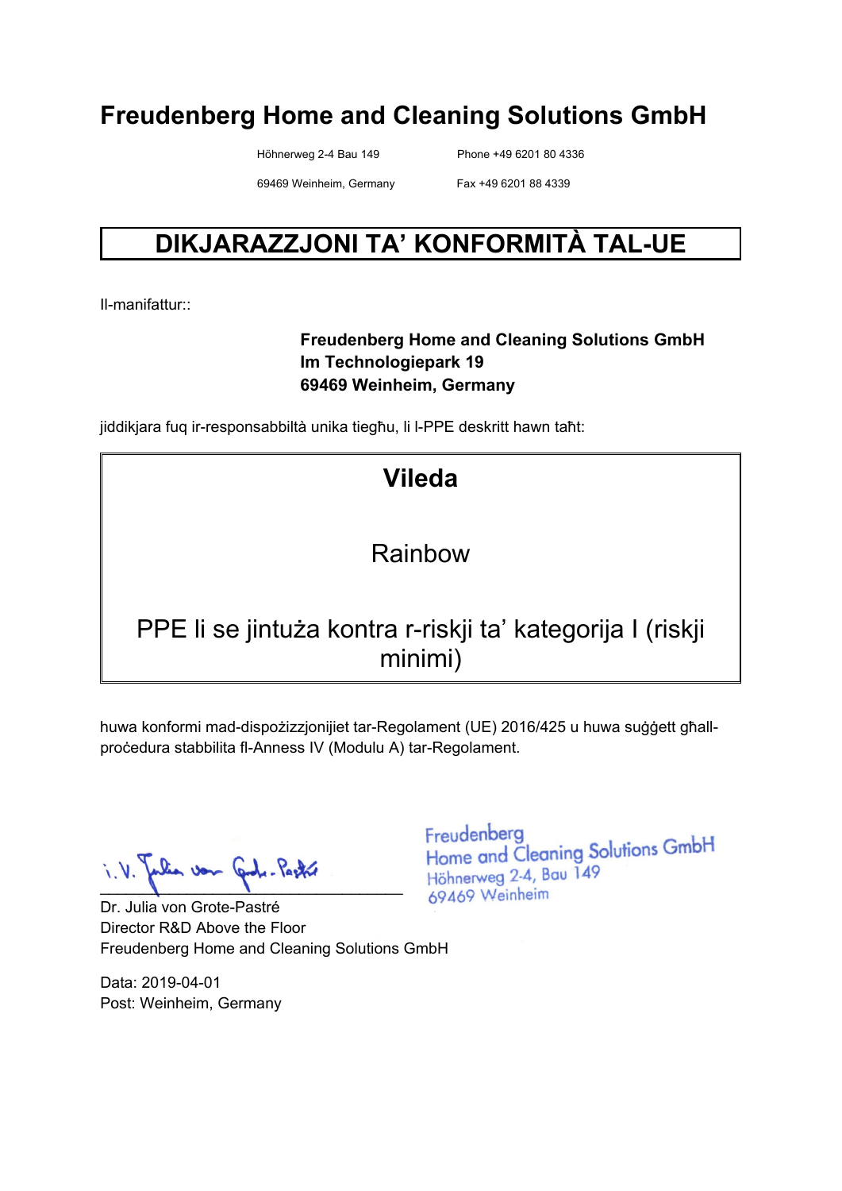# Freudenberg Home and Cleaning Solutions GmbH

Höhnerweg 2-4 Bau 149
69469 Weinheim, Germany

Phone +49 6201 80 4336
Fax +49 6201 88 4339

## DIKJARAZZJONI TA' KONFORMITÀ TAL-UE

Il-manifattur::

**Freudenberg Home and Cleaning Solutions GmbH**
**Im Technologiepark 19**
**69469 Weinheim, Germany**

jiddikjara fuq ir-responsabbiltà unika tiegħu, li l-PPE deskritt hawn taħt:

**Vileda**

Rainbow

PPE li se jintuża kontra r-riskji ta' kategorija I (riskji minimi)

huwa konformi mad-dispożizzjonijiet tar-Regolament (UE) 2016/425 u huwa suġġett għall-proċedura stabbilita fl-Anness IV (Modulu A) tar-Regolament.

i.V. Julia von Grote-Pastré

Freudenberg
Home and Cleaning Solutions GmbH
Höhnerweg 2-4, Bau 149
69469 Weinheim

Dr. Julia von Grote-Pastré
Director R&D Above the Floor
Freudenberg Home and Cleaning Solutions GmbH

Data: 2019-04-01
Post: Weinheim, Germany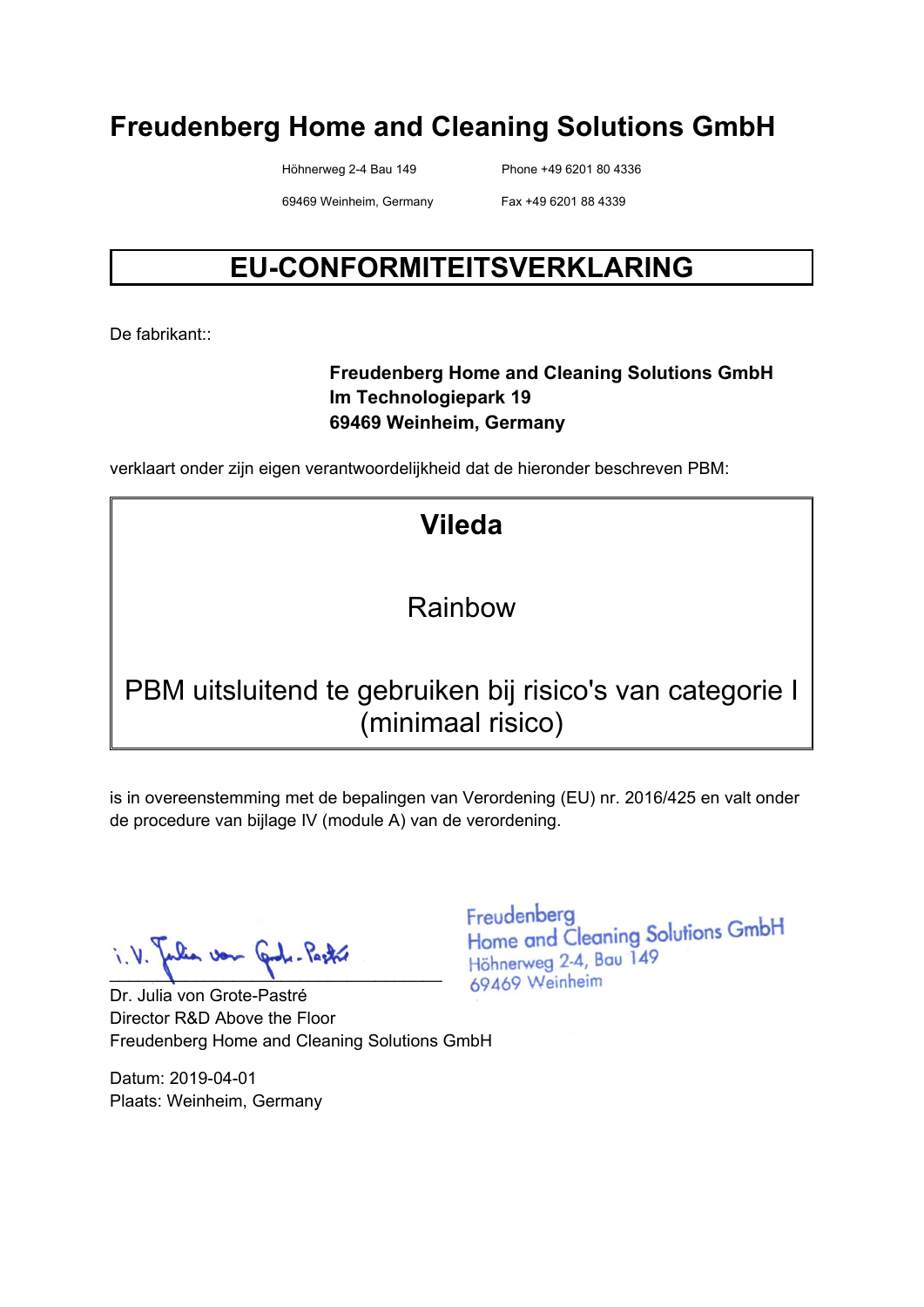# Freudenberg Home and Cleaning Solutions GmbH

Höhnerweg 2-4 Bau 149
69469 Weinheim, Germany

Phone +49 6201 80 4336
Fax +49 6201 88 4339

## EU-CONFORMITEITSVERKLARING

De fabrikant::

**Freudenberg Home and Cleaning Solutions GmbH**
**Im Technologiepark 19**
**69469 Weinheim, Germany**

verklaart onder zijn eigen verantwoordelijkheid dat de hieronder beschreven PBM:

**Vileda**

Rainbow

PBM uitsluitend te gebruiken bij risico's van categorie I (minimaal risico)

is in overeenstemming met de bepalingen van Verordening (EU) nr. 2016/425 en valt onder de procedure van bijlage IV (module A) van de verordening.

i.V. Julia von Grote-Pastré

Freudenberg
Home and Cleaning Solutions GmbH
Höhnerweg 2-4, Bau 149
69469 Weinheim

Dr. Julia von Grote-Pastré
Director R&D Above the Floor
Freudenberg Home and Cleaning Solutions GmbH

Datum: 2019-04-01
Plaats: Weinheim, Germany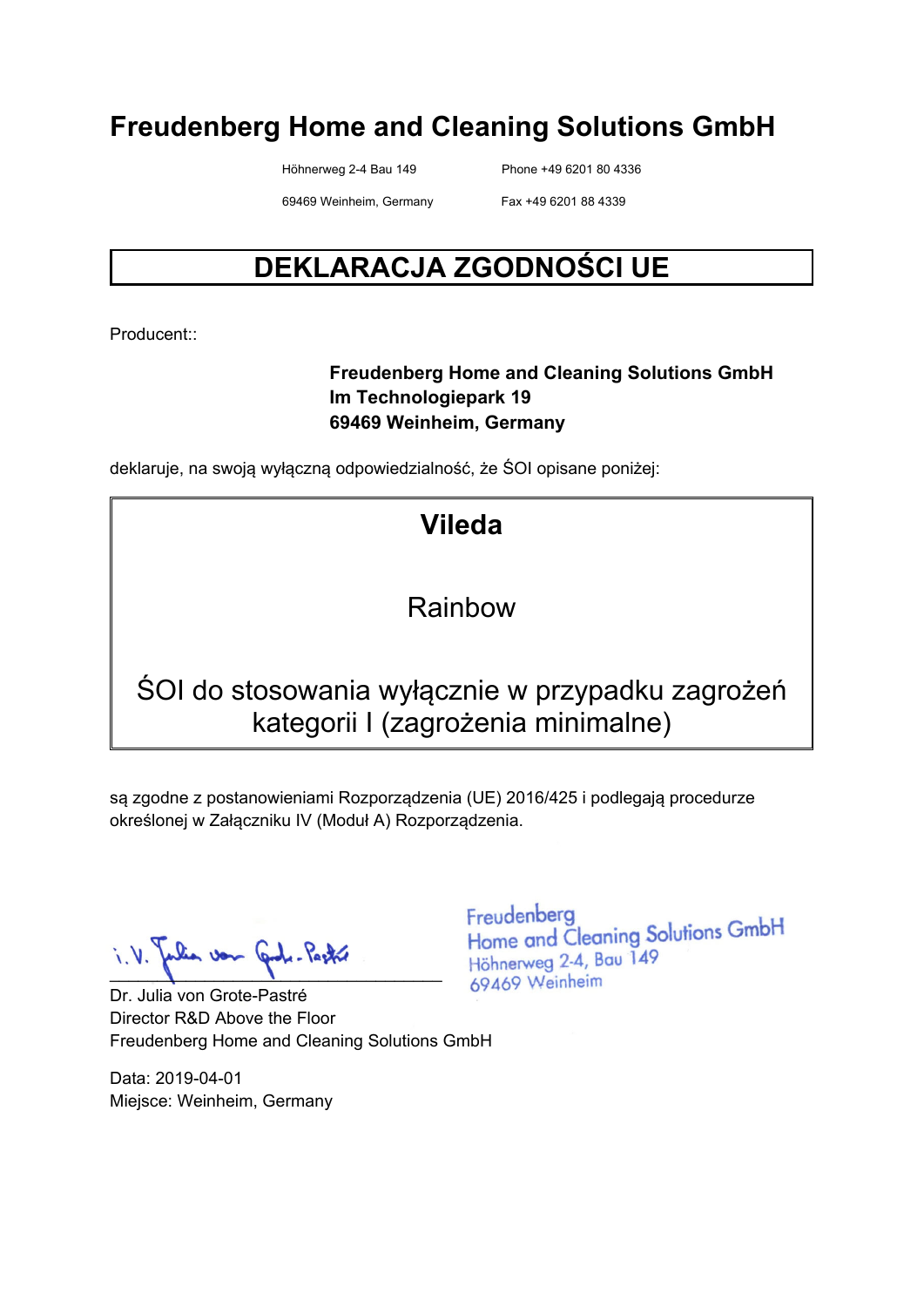# Freudenberg Home and Cleaning Solutions GmbH

Höhnerweg 2-4 Bau 149  
69469 Weinheim, Germany

Phone +49 6201 80 4336  
Fax +49 6201 88 4339

## DEKLARACJA ZGODNOŚCI UE

Producent::

**Freudenberg Home and Cleaning Solutions GmbH**  
**Im Technologiepark 19**  
**69469 Weinheim, Germany**

deklaruje, na swoją wyłączną odpowiedzialność, że ŚOI opisane poniżej:

**Vileda**

Rainbow

ŚOI do stosowania wyłącznie w przypadku zagrożeń kategorii I (zagrożenia minimalne)

są zgodne z postanowieniami Rozporządzenia (UE) 2016/425 i podlegają procedurze określonej w Załączniku IV (Moduł A) Rozporządzenia.

i.V. Julia von Grote-Pastré

Freudenberg  
Home and Cleaning Solutions GmbH  
Höhnerweg 2-4, Bau 149  
69469 Weinheim

Dr. Julia von Grote-Pastré  
Director R&D Above the Floor  
Freudenberg Home and Cleaning Solutions GmbH

Data: 2019-04-01  
Miejsce: Weinheim, Germany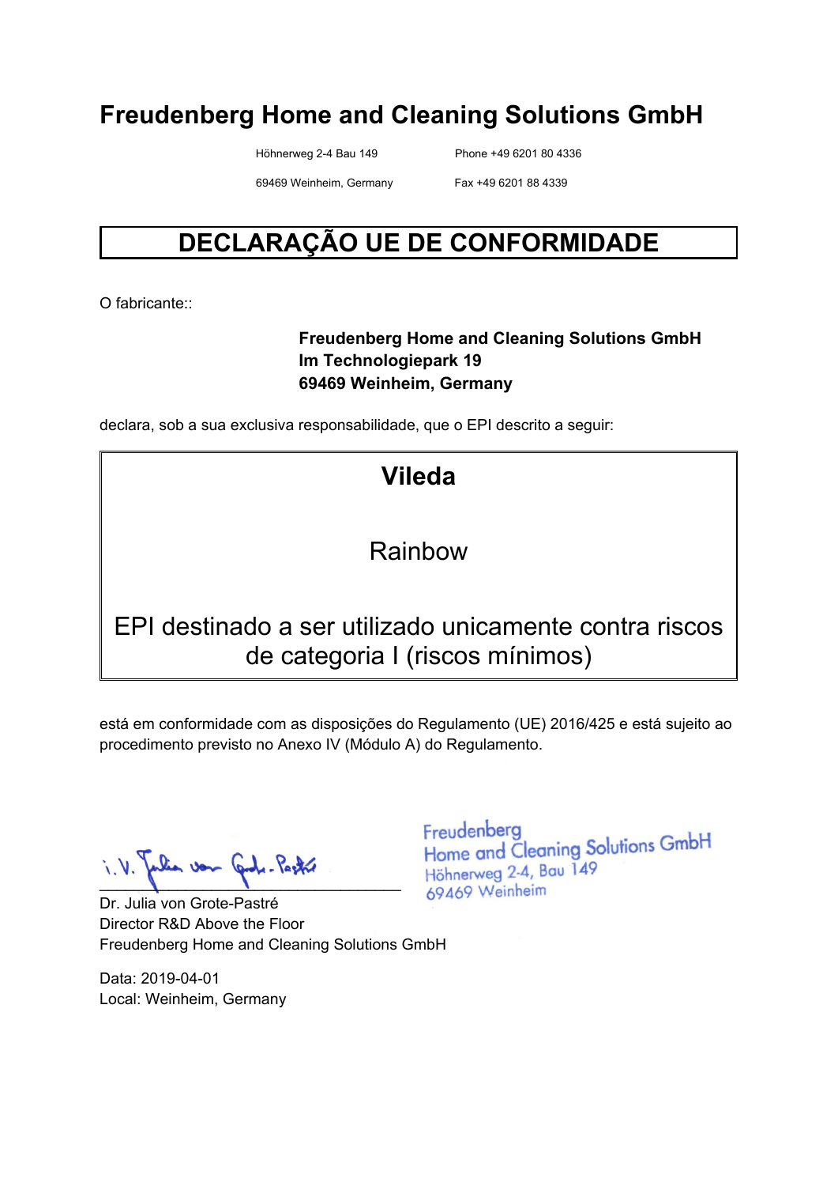# Freudenberg Home and Cleaning Solutions GmbH

Höhnerweg 2-4 Bau 149
69469 Weinheim, Germany

Phone +49 6201 80 4336
Fax +49 6201 88 4339

## DECLARAÇÃO UE DE CONFORMIDADE

O fabricante::

**Freudenberg Home and Cleaning Solutions GmbH**
**Im Technologiepark 19**
**69469 Weinheim, Germany**

declara, sob a sua exclusiva responsabilidade, que o EPI descrito a seguir:

**Vileda**

Rainbow

EPI destinado a ser utilizado unicamente contra riscos de categoria I (riscos mínimos)

está em conformidade com as disposições do Regulamento (UE) 2016/425 e está sujeito ao procedimento previsto no Anexo IV (Módulo A) do Regulamento.

i.V. Julia von Grote-Pastré

Freudenberg
Home and Cleaning Solutions GmbH
Höhnerweg 2-4, Bau 149
69469 Weinheim

Dr. Julia von Grote-Pastré
Director R&D Above the Floor
Freudenberg Home and Cleaning Solutions GmbH

Data: 2019-04-01
Local: Weinheim, Germany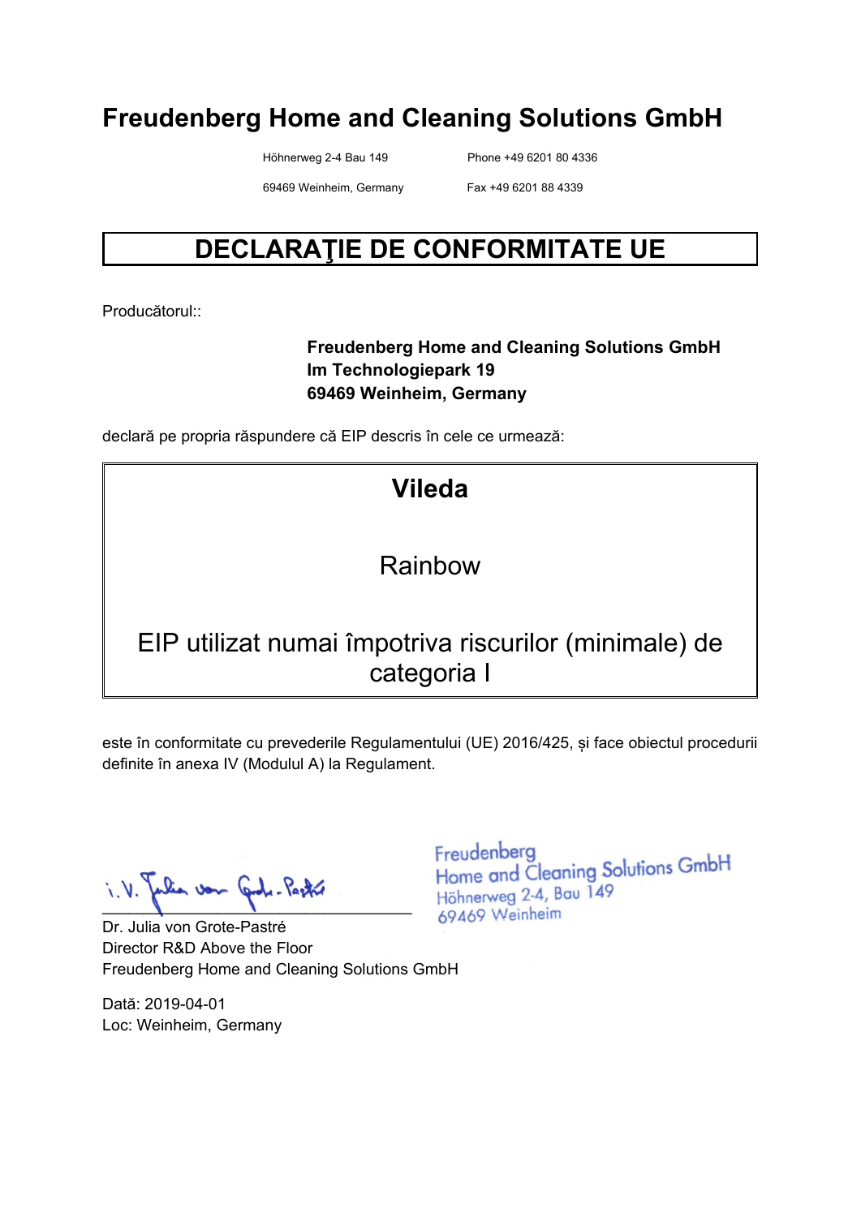# Freudenberg Home and Cleaning Solutions GmbH

Höhnerweg 2-4 Bau 149
69469 Weinheim, Germany

Phone +49 6201 80 4336
Fax +49 6201 88 4339

## DECLARAŢIE DE CONFORMITATE UE

Producătorul::

**Freudenberg Home and Cleaning Solutions GmbH**
**Im Technologiepark 19**
**69469 Weinheim, Germany**

declară pe propria răspundere că EIP descris în cele ce urmează:

**Vileda**

Rainbow

EIP utilizat numai împotriva riscurilor (minimale) de categoria I

este în conformitate cu prevederile Regulamentului (UE) 2016/425, și face obiectul procedurii definite în anexa IV (Modulul A) la Regulament.

i.V. Julia von Grote-Pastré

Freudenberg
Home and Cleaning Solutions GmbH
Höhnerweg 2-4, Bau 149
69469 Weinheim

Dr. Julia von Grote-Pastré
Director R&D Above the Floor
Freudenberg Home and Cleaning Solutions GmbH

Dată: 2019-04-01
Loc: Weinheim, Germany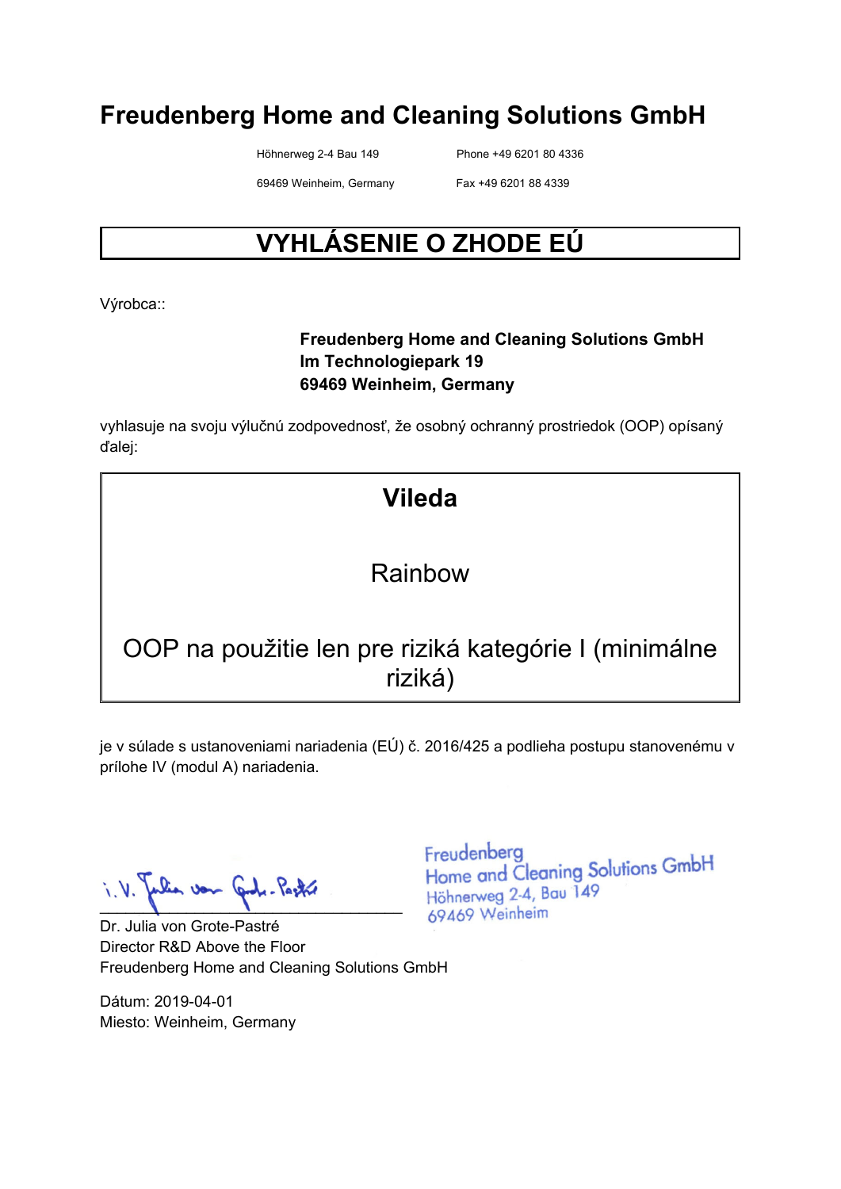# Freudenberg Home and Cleaning Solutions GmbH

Höhnerweg 2-4 Bau 149
69469 Weinheim, Germany

Phone +49 6201 80 4336
Fax +49 6201 88 4339

## VYHLÁSENIE O ZHODE EÚ

Výrobca::

**Freudenberg Home and Cleaning Solutions GmbH**
**Im Technologiepark 19**
**69469 Weinheim, Germany**

vyhlasuje na svoju výlučnú zodpovednosť, že osobný ochranný prostriedok (OOP) opísaný ďalej:

**Vileda**

Rainbow

OOP na použitie len pre riziká kategórie I (minimálne riziká)

je v súlade s ustanoveniami nariadenia (EÚ) č. 2016/425 a podlieha postupu stanovenému v prílohe IV (modul A) nariadenia.

i.V. Julia von Grote-Pastré

Freudenberg
Home and Cleaning Solutions GmbH
Höhnerweg 2-4, Bau 149
69469 Weinheim

Dr. Julia von Grote-Pastré
Director R&D Above the Floor
Freudenberg Home and Cleaning Solutions GmbH

Dátum: 2019-04-01
Miesto: Weinheim, Germany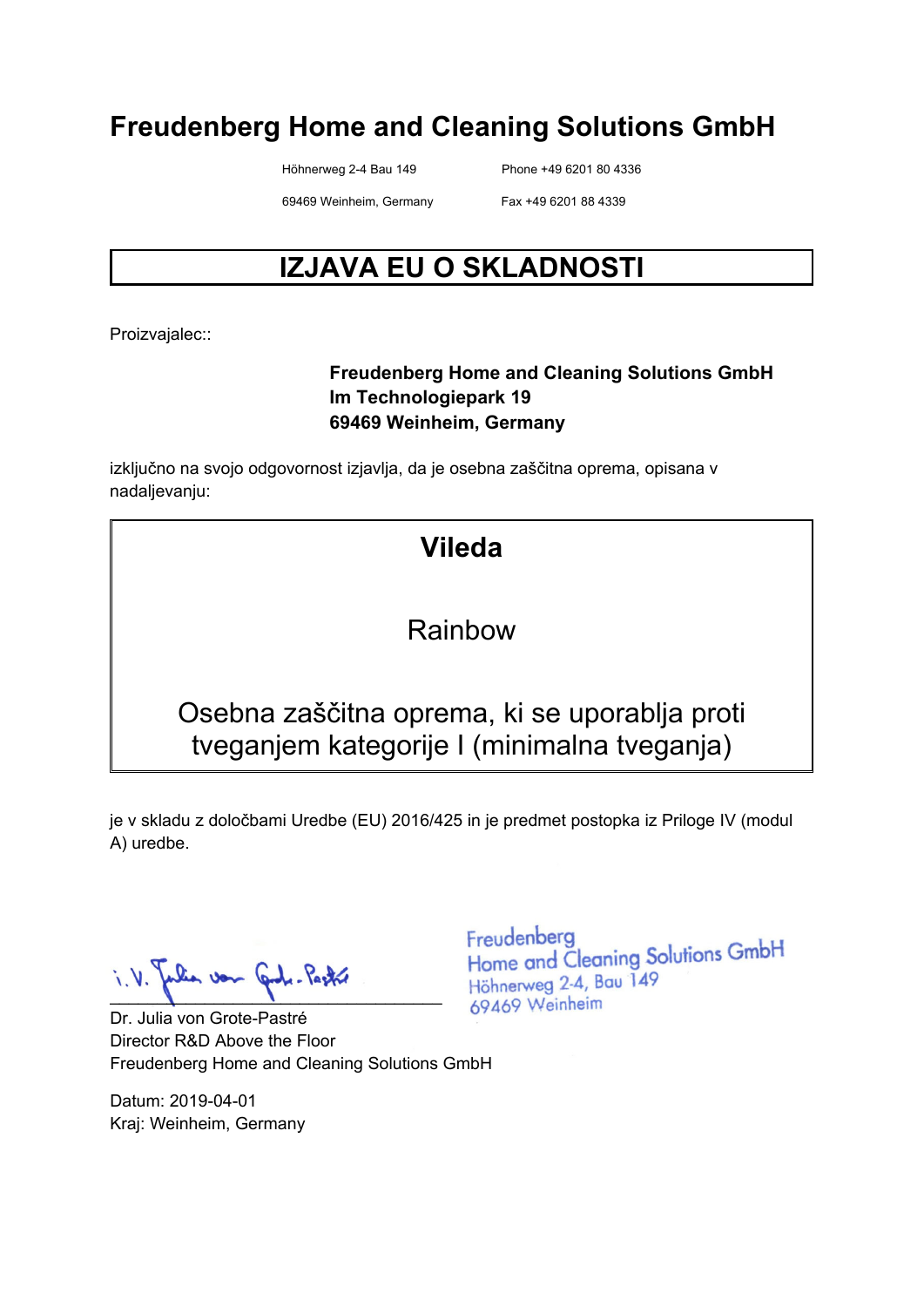# Freudenberg Home and Cleaning Solutions GmbH

Höhnerweg 2-4 Bau 149
69469 Weinheim, Germany

Phone +49 6201 80 4336
Fax +49 6201 88 4339

## IZJAVA EU O SKLADNOSTI

Proizvajalec::

**Freudenberg Home and Cleaning Solutions GmbH**
**Im Technologiepark 19**
**69469 Weinheim, Germany**

izključno na svojo odgovornost izjavlja, da je osebna zaščitna oprema, opisana v nadaljevanju:

**Vileda**

Rainbow

Osebna zaščitna oprema, ki se uporablja proti tveganjem kategorije I (minimalna tveganja)

je v skladu z določbami Uredbe (EU) 2016/425 in je predmet postopka iz Priloge IV (modul A) uredbe.

i.V. Julia von Grote-Pastré

Freudenberg
Home and Cleaning Solutions GmbH
Höhnerweg 2-4, Bau 149
69469 Weinheim

Dr. Julia von Grote-Pastré
Director R&D Above the Floor
Freudenberg Home and Cleaning Solutions GmbH

Datum: 2019-04-01
Kraj: Weinheim, Germany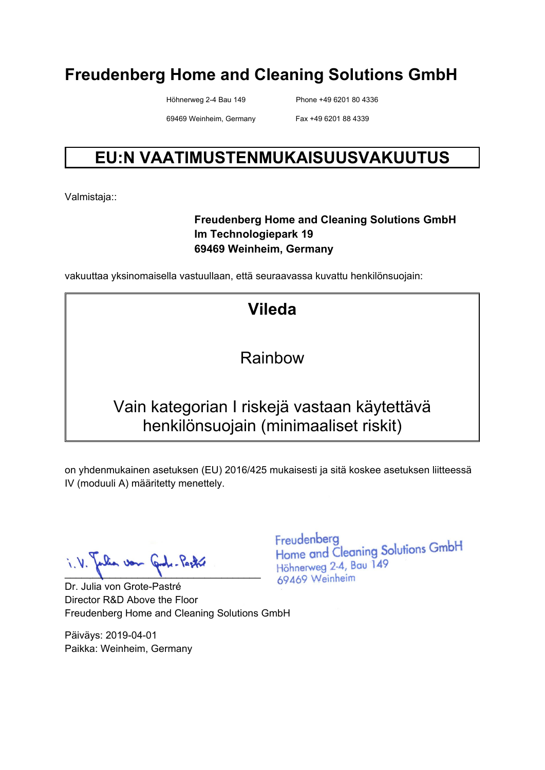# Freudenberg Home and Cleaning Solutions GmbH

Höhnerweg 2-4 Bau 149
69469 Weinheim, Germany

Phone +49 6201 80 4336
Fax +49 6201 88 4339

## EU:N VAATIMUSTENMUKAISUUSVAKUUTUS

Valmistaja::

**Freudenberg Home and Cleaning Solutions GmbH**
**Im Technologiepark 19**
**69469 Weinheim, Germany**

vakuuttaa yksinomaisella vastuullaan, että seuraavassa kuvattu henkilönsuojain:

**Vileda**

Rainbow

Vain kategorian I riskejä vastaan käytettävä henkilönsuojain (minimaaliset riskit)

on yhdenmukainen asetuksen (EU) 2016/425 mukaisesti ja sitä koskee asetuksen liitteessä IV (moduuli A) määritetty menettely.

i.V. Julia von Grote-Pastré

Freudenberg
Home and Cleaning Solutions GmbH
Höhnerweg 2-4, Bau 149
69469 Weinheim

Dr. Julia von Grote-Pastré
Director R&D Above the Floor
Freudenberg Home and Cleaning Solutions GmbH

Päiväys: 2019-04-01
Paikka: Weinheim, Germany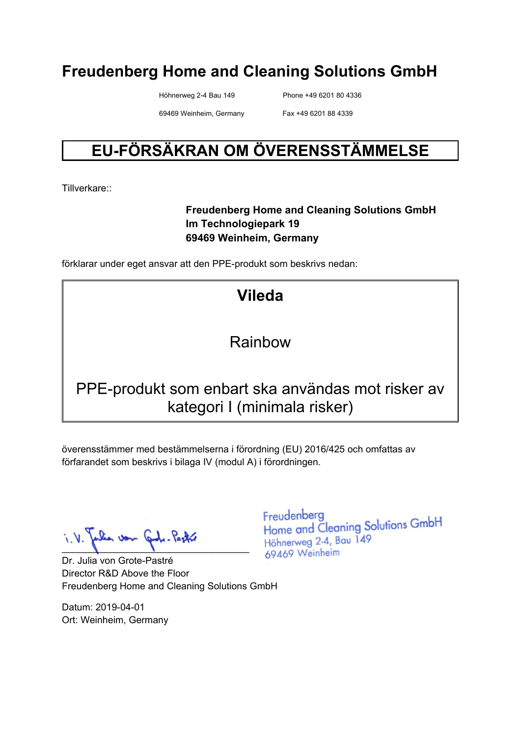# Freudenberg Home and Cleaning Solutions GmbH

Höhnerweg 2-4 Bau 149
69469 Weinheim, Germany

Phone +49 6201 80 4336
Fax +49 6201 88 4339

## EU-FÖRSÄKRAN OM ÖVERENSSTÄMMELSE

Tillverkare::

**Freudenberg Home and Cleaning Solutions GmbH**
**Im Technologiepark 19**
**69469 Weinheim, Germany**

förklarar under eget ansvar att den PPE-produkt som beskrivs nedan:

**Vileda**

Rainbow

PPE-produkt som enbart ska användas mot risker av kategori I (minimala risker)

överensstämmer med bestämmelserna i förordning (EU) 2016/425 och omfattas av förfarandet som beskrivs i bilaga IV (modul A) i förordningen.

i.V. Julia von Grote-Pastré

Freudenberg
Home and Cleaning Solutions GmbH
Höhnerweg 2-4, Bau 149
69469 Weinheim

Dr. Julia von Grote-Pastré
Director R&D Above the Floor
Freudenberg Home and Cleaning Solutions GmbH

Datum: 2019-04-01
Ort: Weinheim, Germany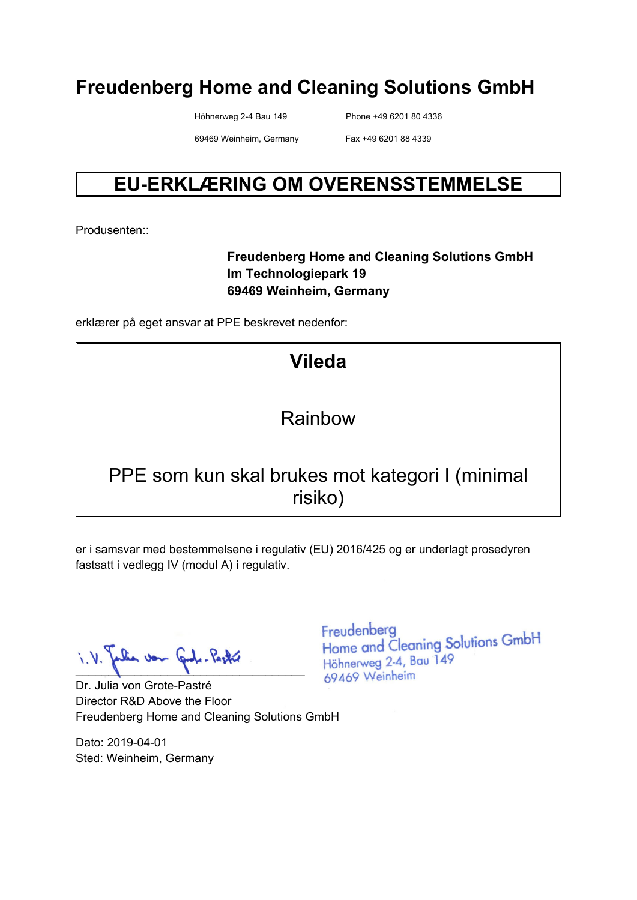# Freudenberg Home and Cleaning Solutions GmbH

Höhnerweg 2-4 Bau 149
69469 Weinheim, Germany

Phone +49 6201 80 4336
Fax +49 6201 88 4339

## EU-ERKLÆRING OM OVERENSSTEMMELSE

Produsenten::

**Freudenberg Home and Cleaning Solutions GmbH**
**Im Technologiepark 19**
**69469 Weinheim, Germany**

erklærer på eget ansvar at PPE beskrevet nedenfor:

**Vileda**

Rainbow

PPE som kun skal brukes mot kategori I (minimal risiko)

er i samsvar med bestemmelsene i regulativ (EU) 2016/425 og er underlagt prosedyren fastsatt i vedlegg IV (modul A) i regulativ.

i.V. Julia von Grote-Pastré

Dr. Julia von Grote-Pastré
Director R&D Above the Floor
Freudenberg Home and Cleaning Solutions GmbH

Freudenberg
Home and Cleaning Solutions GmbH
Höhnerweg 2-4, Bau 149
69469 Weinheim

Dato: 2019-04-01
Sted: Weinheim, Germany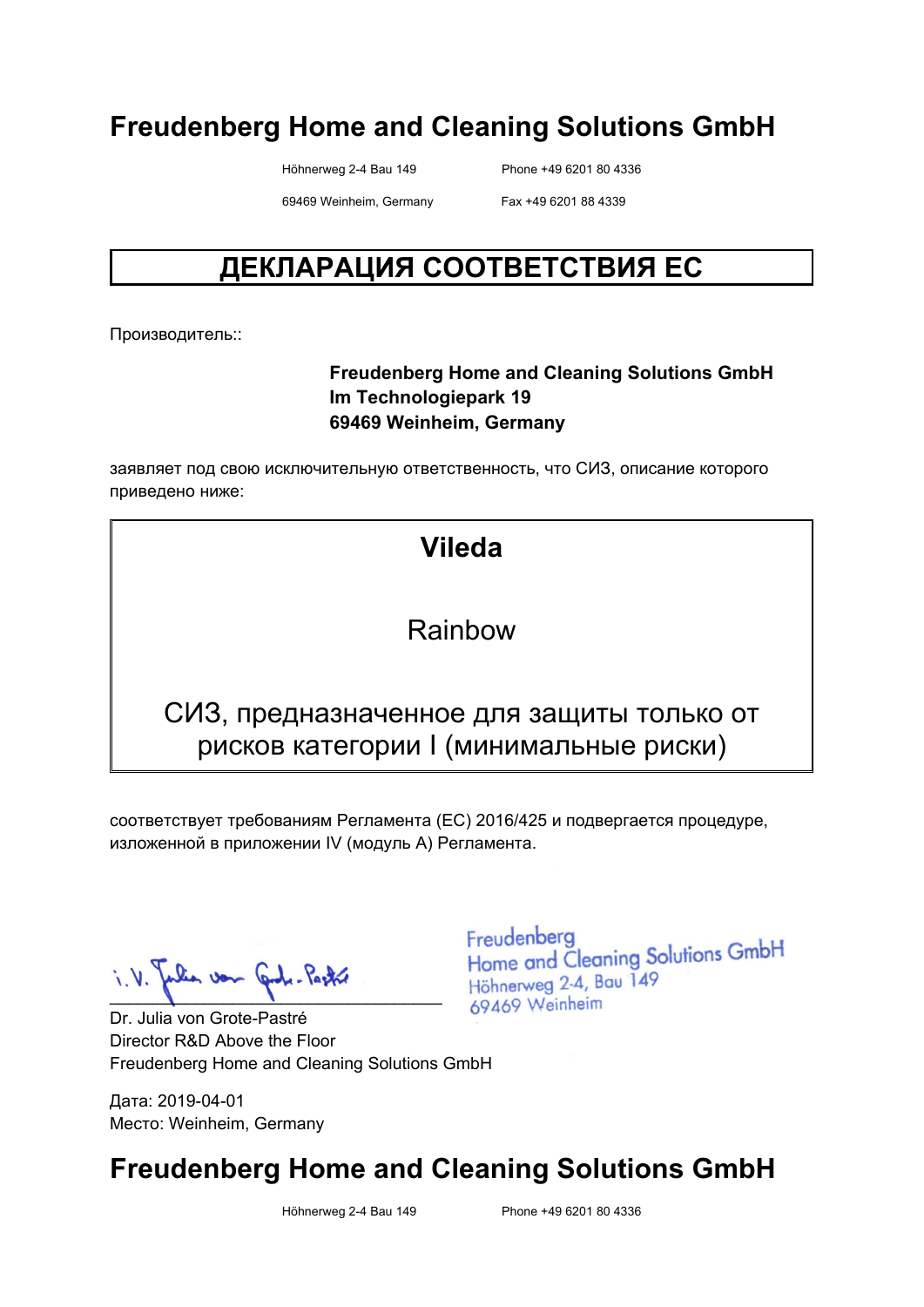# Freudenberg Home and Cleaning Solutions GmbH

Höhnerweg 2-4 Bau 149
69469 Weinheim, Germany

Phone +49 6201 80 4336
Fax +49 6201 88 4339

## ДЕКЛАРАЦИЯ СООТВЕТСТВИЯ ЕС

Производитель::

**Freudenberg Home and Cleaning Solutions GmbH**
**Im Technologiepark 19**
**69469 Weinheim, Germany**

заявляет под свою исключительную ответственность, что СИЗ, описание которого приведено ниже:

**Vileda**

Rainbow

СИЗ, предназначенное для защиты только от рисков категории I (минимальные риски)

соответствует требованиям Регламента (ЕС) 2016/425 и подвергается процедуре, изложенной в приложении IV (модуль A) Регламента.

i.V. Julia von Grote-Pastré

Freudenberg
Home and Cleaning Solutions GmbH
Höhnerweg 2-4, Bau 149
69469 Weinheim

Dr. Julia von Grote-Pastré
Director R&D Above the Floor
Freudenberg Home and Cleaning Solutions GmbH

Дата: 2019-04-01
Место: Weinheim, Germany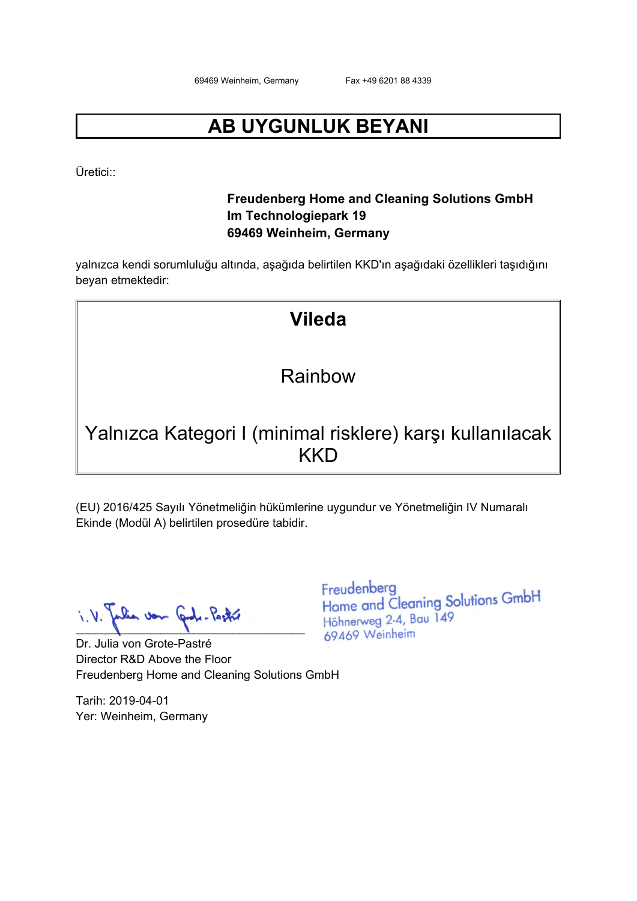69469 Weinheim, Germany Fax +49 6201 88 4339

# AB UYGUNLUK BEYANI

Üretici::

**Freudenberg Home and Cleaning Solutions GmbH**
**Im Technologiepark 19**
**69469 Weinheim, Germany**

yalnızca kendi sorumluluğu altında, aşağıda belirtilen KKD'ın aşağıdaki özellikleri taşıdığını beyan etmektedir:

**Vileda**

Rainbow

Yalnızca Kategori I (minimal risklere) karşı kullanılacak KKD

(EU) 2016/425 Sayılı Yönetmeliğin hükümlerine uygundur ve Yönetmeliğin IV Numaralı Ekinde (Modül A) belirtilen prosedüre tabidir.

i.V. Julia von Grote-Pastré

Freudenberg
Home and Cleaning Solutions GmbH
Höhnerweg 2-4, Bau 149
69469 Weinheim

Dr. Julia von Grote-Pastré
Director R&D Above the Floor
Freudenberg Home and Cleaning Solutions GmbH

Tarih: 2019-04-01
Yer: Weinheim, Germany